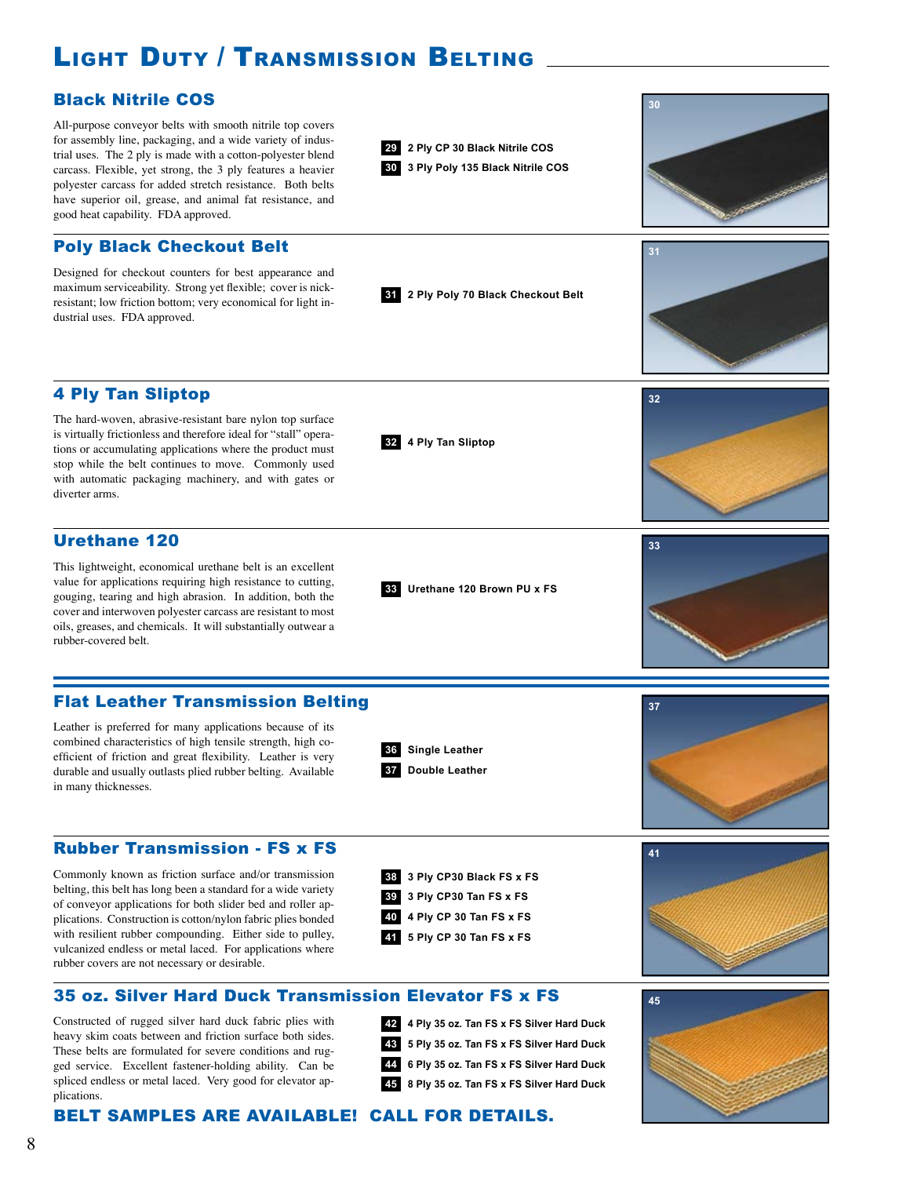# Light Duty / Transmission Belting

## Black Nitrile COS

All-purpose conveyor belts with smooth nitrile top covers for assembly line, packaging, and a wide variety of industrial uses. The 2 ply is made with a cotton-polyester blend carcass. Flexible, yet strong, the 3 ply features a heavier polyester carcass for added stretch resistance. Both belts have superior oil, grease, and animal fat resistance, and good heat capability. FDA approved.

- **29** 2 Ply CP 30 Black Nitrile COS
- **30** 3 Ply Poly 135 Black Nitrile COS

## Poly Black Checkout Belt

Designed for checkout counters for best appearance and maximum serviceability. Strong yet flexible; cover is nick-resistant; low friction bottom; very economical for light industrial uses. FDA approved.

- **31** 2 Ply Poly 70 Black Checkout Belt

## 4 Ply Tan Sliptop

The hard-woven, abrasive-resistant bare nylon top surface is virtually frictionless and therefore ideal for "stall" operations or accumulating applications where the product must stop while the belt continues to move. Commonly used with automatic packaging machinery, and with gates or diverter arms.

- **32** 4 Ply Tan Sliptop

## Urethane 120

This lightweight, economical urethane belt is an excellent value for applications requiring high resistance to cutting, gouging, tearing and high abrasion. In addition, both the cover and interwoven polyester carcass are resistant to most oils, greases, and chemicals. It will substantially outwear a rubber-covered belt.

- **33** Urethane 120 Brown PU x FS

## Flat Leather Transmission Belting

Leather is preferred for many applications because of its combined characteristics of high tensile strength, high coefficient of friction and great flexibility. Leather is very durable and usually outlasts plied rubber belting. Available in many thicknesses.

- **36** Single Leather
- **37** Double Leather

## Rubber Transmission - FS x FS

Commonly known as friction surface and/or transmission belting, this belt has long been a standard for a wide variety of conveyor applications for both slider bed and roller applications. Construction is cotton/nylon fabric plies bonded with resilient rubber compounding. Either side to pulley, vulcanized endless or metal laced. For applications where rubber covers are not necessary or desirable.

- **38** 3 Ply CP30 Black FS x FS
- **39** 3 Ply CP30 Tan FS x FS
- **40** 4 Ply CP 30 Tan FS x FS
- **41** 5 Ply CP 30 Tan FS x FS

## 35 oz. Silver Hard Duck Transmission Elevator FS x FS

Constructed of rugged silver hard duck fabric plies with heavy skim coats between and friction surface both sides. These belts are formulated for severe conditions and rugged service. Excellent fastener-holding ability. Can be spliced endless or metal laced. Very good for elevator applications.

- **42** 4 Ply 35 oz. Tan FS x FS Silver Hard Duck
- **43** 5 Ply 35 oz. Tan FS x FS Silver Hard Duck
- **44** 6 Ply 35 oz. Tan FS x FS Silver Hard Duck
- **45** 8 Ply 35 oz. Tan FS x FS Silver Hard Duck

**BELT SAMPLES ARE AVAILABLE! CALL FOR DETAILS.**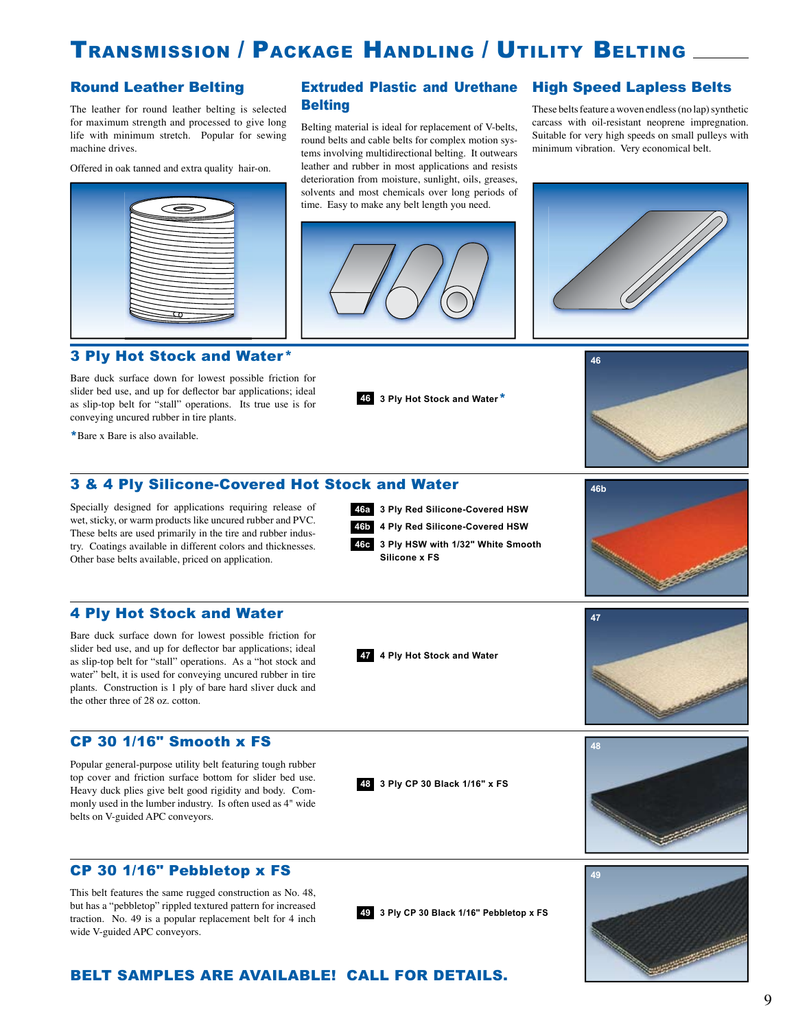# Transmission / Package Handling / Utility Belting

## Round Leather Belting

The leather for round leather belting is selected for maximum strength and processed to give long life with minimum stretch. Popular for sewing machine drives.

Offered in oak tanned and extra quality hair-on.

## Extruded Plastic and Urethane Belting

Belting material is ideal for replacement of V-belts, round belts and cable belts for complex motion systems involving multidirectional belting. It outwears leather and rubber in most applications and resists deterioration from moisture, sunlight, oils, greases, solvents and most chemicals over long periods of time. Easy to make any belt length you need.

## High Speed Lapless Belts

These belts feature a woven endless (no lap) synthetic carcass with oil-resistant neoprene impregnation. Suitable for very high speeds on small pulleys with minimum vibration. Very economical belt.

## 3 Ply Hot Stock and Water*

Bare duck surface down for lowest possible friction for slider bed use, and up for deflector bar applications; ideal as slip-top belt for "stall" operations. Its true use is for conveying uncured rubber in tire plants.

*Bare x Bare is also available.

**46** 3 Ply Hot Stock and Water*

46

## 3 & 4 Ply Silicone-Covered Hot Stock and Water

Specially designed for applications requiring release of wet, sticky, or warm products like uncured rubber and PVC. These belts are used primarily in the tire and rubber industry. Coatings available in different colors and thicknesses. Other base belts available, priced on application.

**46a** 3 Ply Red Silicone-Covered HSW
**46b** 4 Ply Red Silicone-Covered HSW
**46c** 3 Ply HSW with 1/32" White Smooth Silicone x FS

46b

## 4 Ply Hot Stock and Water

Bare duck surface down for lowest possible friction for slider bed use, and up for deflector bar applications; ideal as slip-top belt for "stall" operations. As a "hot stock and water" belt, it is used for conveying uncured rubber in tire plants. Construction is 1 ply of bare hard sliver duck and the other three of 28 oz. cotton.

**47** 4 Ply Hot Stock and Water

47

## CP 30 1/16" Smooth x FS

Popular general-purpose utility belt featuring tough rubber top cover and friction surface bottom for slider bed use. Heavy duck plies give belt good rigidity and body. Commonly used in the lumber industry. Is often used as 4" wide belts on V-guided APC conveyors.

**48** 3 Ply CP 30 Black 1/16" x FS

48

## CP 30 1/16" Pebbletop x FS

This belt features the same rugged construction as No. 48, but has a "pebbletop" rippled textured pattern for increased traction. No. 49 is a popular replacement belt for 4 inch wide V-guided APC conveyors.

**49** 3 Ply CP 30 Black 1/16" Pebbletop x FS

49

**BELT SAMPLES ARE AVAILABLE! CALL FOR DETAILS.**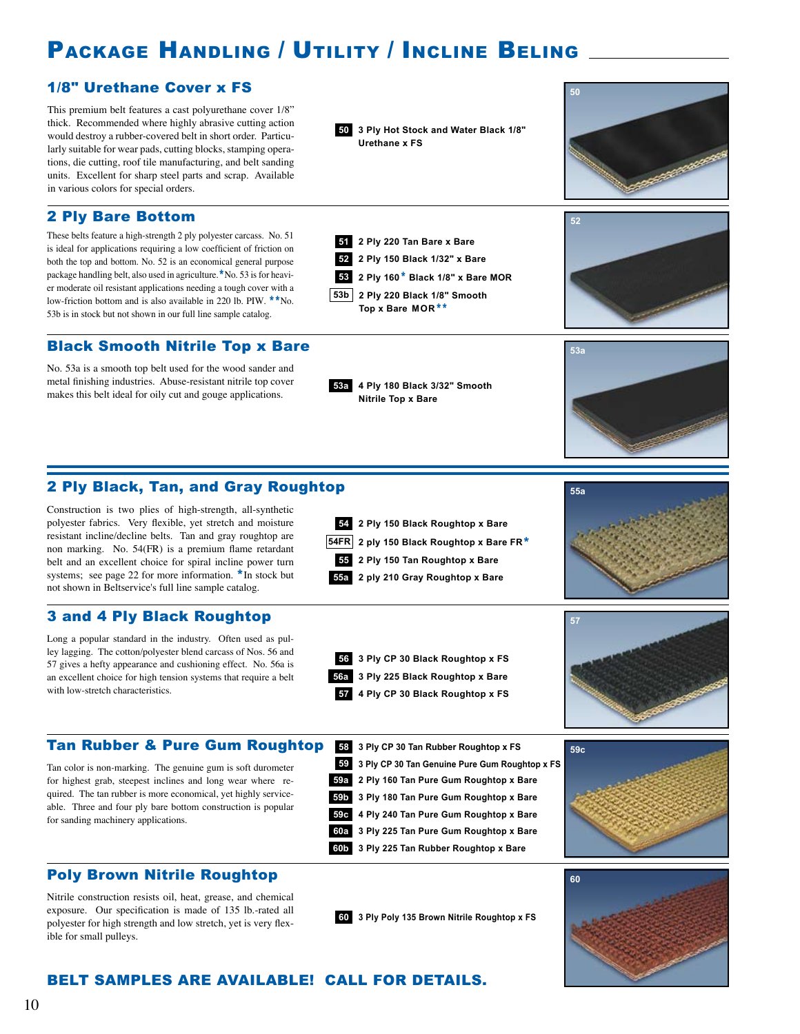# Package Handling / Utility / Incline Beling

## 1/8" Urethane Cover x FS

This premium belt features a cast polyurethane cover 1/8" thick. Recommended where highly abrasive cutting action would destroy a rubber-covered belt in short order. Particularly suitable for wear pads, cutting blocks, stamping operations, die cutting, roof tile manufacturing, and belt sanding units. Excellent for sharp steel parts and scrap. Available in various colors for special orders.

- **50** 3 Ply Hot Stock and Water Black 1/8" Urethane x FS

## 2 Ply Bare Bottom

These belts feature a high-strength 2 ply polyester carcass. No. 51 is ideal for applications requiring a low coefficient of friction on both the top and bottom. No. 52 is an economical general purpose package handling belt, also used in agriculture. *No. 53 is for heavier moderate oil resistant applications needing a tough cover with a low-friction bottom and is also available in 220 lb. PIW. **No. 53b is in stock but not shown in our full line sample catalog.

- **51** 2 Ply 220 Tan Bare x Bare
- **52** 2 Ply 150 Black 1/32" x Bare
- **53** 2 Ply 160* Black 1/8" x Bare MOR
- **53b** 2 Ply 220 Black 1/8" Smooth Top x Bare MOR**

## Black Smooth Nitrile Top x Bare

No. 53a is a smooth top belt used for the wood sander and metal finishing industries. Abuse-resistant nitrile top cover makes this belt ideal for oily cut and gouge applications.

- **53a** 4 Ply 180 Black 3/32" Smooth Nitrile Top x Bare

## 2 Ply Black, Tan, and Gray Roughtop

Construction is two plies of high-strength, all-synthetic polyester fabrics. Very flexible, yet stretch and moisture resistant incline/decline belts. Tan and gray roughtop are non marking. No. 54(FR) is a premium flame retardant belt and an excellent choice for spiral incline power turn systems; see page 22 for more information. *In stock but not shown in Beltservice's full line sample catalog.

- **54** 2 Ply 150 Black Roughtop x Bare
- **54FR** 2 ply 150 Black Roughtop x Bare FR*
- **55** 2 Ply 150 Tan Roughtop x Bare
- **55a** 2 ply 210 Gray Roughtop x Bare

## 3 and 4 Ply Black Roughtop

Long a popular standard in the industry. Often used as pulley lagging. The cotton/polyester blend carcass of Nos. 56 and 57 gives a hefty appearance and cushioning effect. No. 56a is an excellent choice for high tension systems that require a belt with low-stretch characteristics.

- **56** 3 Ply CP 30 Black Roughtop x FS
- **56a** 3 Ply 225 Black Roughtop x Bare
- **57** 4 Ply CP 30 Black Roughtop x FS

## Tan Rubber & Pure Gum Roughtop

Tan color is non-marking. The genuine gum is soft durometer for highest grab, steepest inclines and long wear where required. The tan rubber is more economical, yet highly serviceable. Three and four ply bare bottom construction is popular for sanding machinery applications.

- **58** 3 Ply CP 30 Tan Rubber Roughtop x FS
- **59** 3 Ply CP 30 Tan Genuine Pure Gum Roughtop x FS
- **59a** 2 Ply 160 Tan Pure Gum Roughtop x Bare
- **59b** 3 Ply 180 Tan Pure Gum Roughtop x Bare
- **59c** 4 Ply 240 Tan Pure Gum Roughtop x Bare
- **60a** 3 Ply 225 Tan Pure Gum Roughtop x Bare
- **60b** 3 Ply 225 Tan Rubber Roughtop x Bare

## Poly Brown Nitrile Roughtop

Nitrile construction resists oil, heat, grease, and chemical exposure. Our specification is made of 135 lb.-rated all polyester for high strength and low stretch, yet is very flexible for small pulleys.

- **60** 3 Ply Poly 135 Brown Nitrile Roughtop x FS

**BELT SAMPLES ARE AVAILABLE! CALL FOR DETAILS.**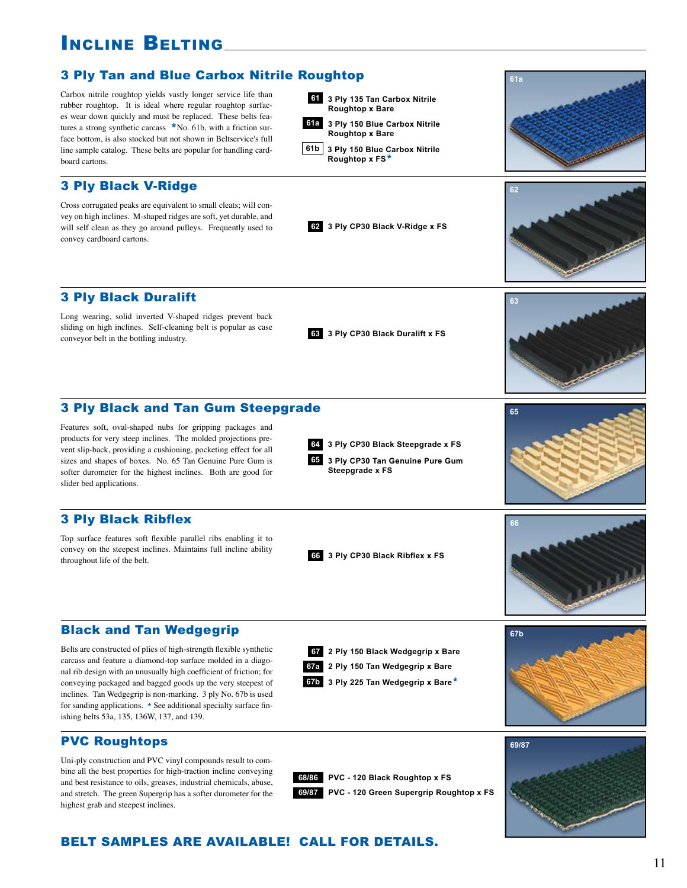# Incline Belting

## 3 Ply Tan and Blue Carbox Nitrile Roughtop

Carbox nitrile roughtop yields vastly longer service life than rubber roughtop. It is ideal where regular roughtop surfaces wear down quickly and must be replaced. These belts features a strong synthetic carcass *No. 61b, with a friction surface bottom, is also stocked but not shown in Beltservice's full line sample catalog. These belts are popular for handling cardboard cartons.

- **61** 3 Ply 135 Tan Carbox Nitrile Roughtop x Bare
- **61a** 3 Ply 150 Blue Carbox Nitrile Roughtop x Bare
- **61b** 3 Ply 150 Blue Carbox Nitrile Roughtop x FS*

61a

## 3 Ply Black V-Ridge

Cross corrugated peaks are equivalent to small cleats; will convey on high inclines. M-shaped ridges are soft, yet durable, and will self clean as they go around pulleys. Frequently used to convey cardboard cartons.

- **62** 3 Ply CP30 Black V-Ridge x FS

62

## 3 Ply Black Duralift

Long wearing, solid inverted V-shaped ridges prevent back sliding on high inclines. Self-cleaning belt is popular as case conveyor belt in the bottling industry.

- **63** 3 Ply CP30 Black Duralift x FS

63

## 3 Ply Black and Tan Gum Steepgrade

Features soft, oval-shaped nubs for gripping packages and products for very steep inclines. The molded projections prevent slip-back, providing a cushioning, pocketing effect for all sizes and shapes of boxes. No. 65 Tan Genuine Pure Gum is softer durometer for the highest inclines. Both are good for slider bed applications.

- **64** 3 Ply CP30 Black Steepgrade x FS
- **65** 3 Ply CP30 Tan Genuine Pure Gum Steepgrade x FS

65

## 3 Ply Black Ribflex

Top surface features soft flexible parallel ribs enabling it to convey on the steepest inclines. Maintains full incline ability throughout life of the belt.

- **66** 3 Ply CP30 Black Ribflex x FS

66

## Black and Tan Wedgegrip

Belts are constructed of plies of high-strength flexible synthetic carcass and feature a diamond-top surface molded in a diagonal rib design with an unusually high coefficient of friction; for conveying packaged and bagged goods up the very steepest of inclines. Tan Wedgegrip is non-marking. 3 ply No. 67b is used for sanding applications. * See additional specialty surface finishing belts 53a, 135, 136W, 137, and 139.

- **67** 2 Ply 150 Black Wedgegrip x Bare
- **67a** 2 Ply 150 Tan Wedgegrip x Bare
- **67b** 3 Ply 225 Tan Wedgegrip x Bare*

67b

## PVC Roughtops

Uni-ply construction and PVC vinyl compounds result to combine all the best properties for high-traction incline conveying and best resistance to oils, greases, industrial chemicals, abuse, and stretch. The green Supergrip has a softer durometer for the highest grab and steepest inclines.

- **68/86** PVC - 120 Black Roughtop x FS
- **69/87** PVC - 120 Green Supergrip Roughtop x FS

69/87

**BELT SAMPLES ARE AVAILABLE! CALL FOR DETAILS.**